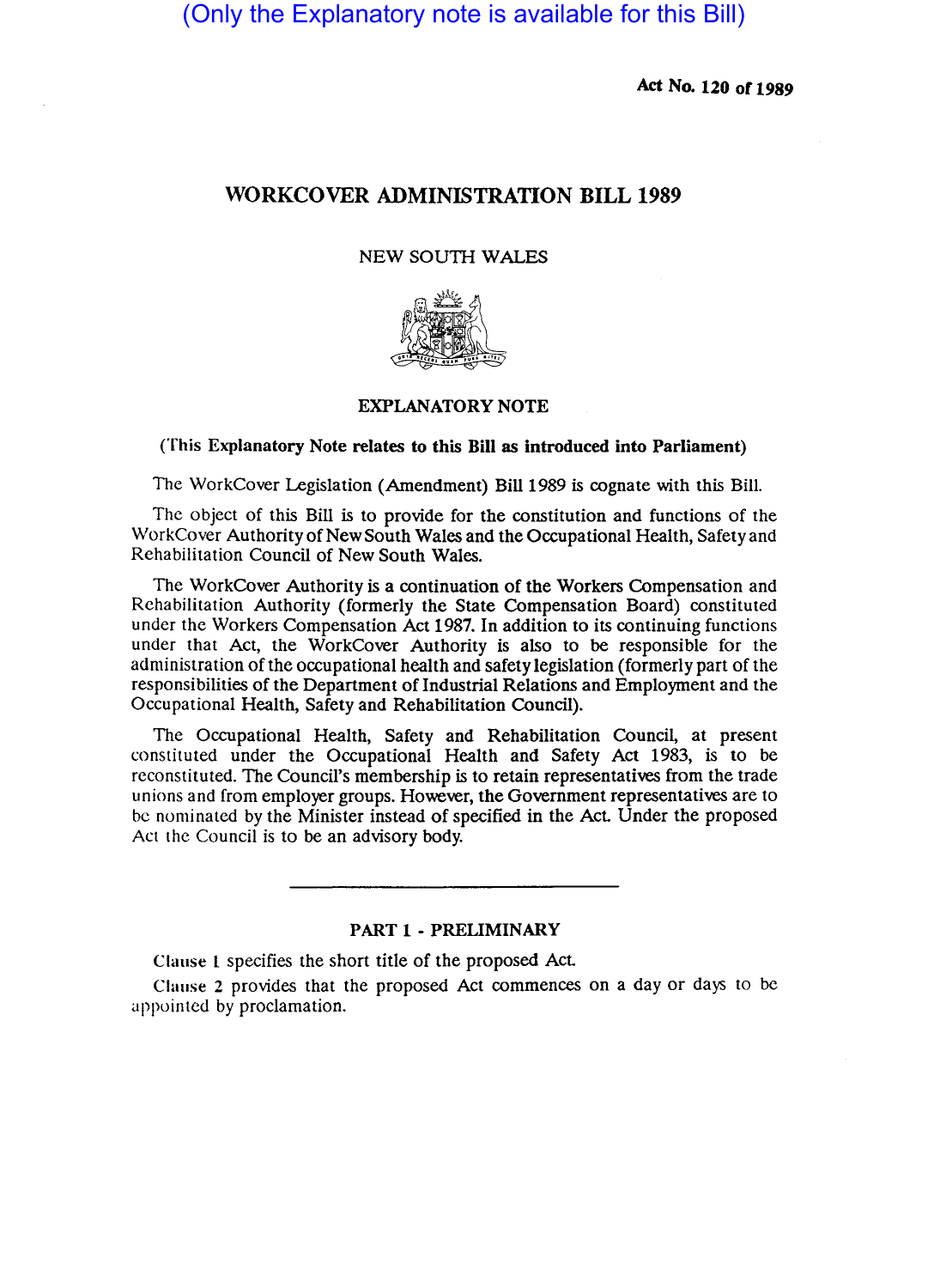(Only the Explanatory note is available for this Bill)

**Act No. 120 of 1989**

# WORKCOVER ADMINISTRATION BILL 1989

NEW SOUTH WALES

## EXPLANATORY NOTE

**(This Explanatory Note relates to this Bill as introduced into Parliament)**

The WorkCover Legislation (Amendment) Bill 1989 is cognate with this Bill.

The object of this Bill is to provide for the constitution and functions of the WorkCover Authority of New South Wales and the Occupational Health, Safety and Rehabilitation Council of New South Wales.

The WorkCover Authority is a continuation of the Workers Compensation and Rehabilitation Authority (formerly the State Compensation Board) constituted under the Workers Compensation Act 1987. In addition to its continuing functions under that Act, the WorkCover Authority is also to be responsible for the administration of the occupational health and safety legislation (formerly part of the responsibilities of the Department of Industrial Relations and Employment and the Occupational Health, Safety and Rehabilitation Council).

The Occupational Health, Safety and Rehabilitation Council, at present constituted under the Occupational Health and Safety Act 1983, is to be reconstituted. The Council's membership is to retain representatives from the trade unions and from employer groups. However, the Government representatives are to be nominated by the Minister instead of specified in the Act. Under the proposed Act the Council is to be an advisory body.

---

### PART 1 - PRELIMINARY

Clause 1 specifies the short title of the proposed Act.

Clause 2 provides that the proposed Act commences on a day or days to be appointed by proclamation.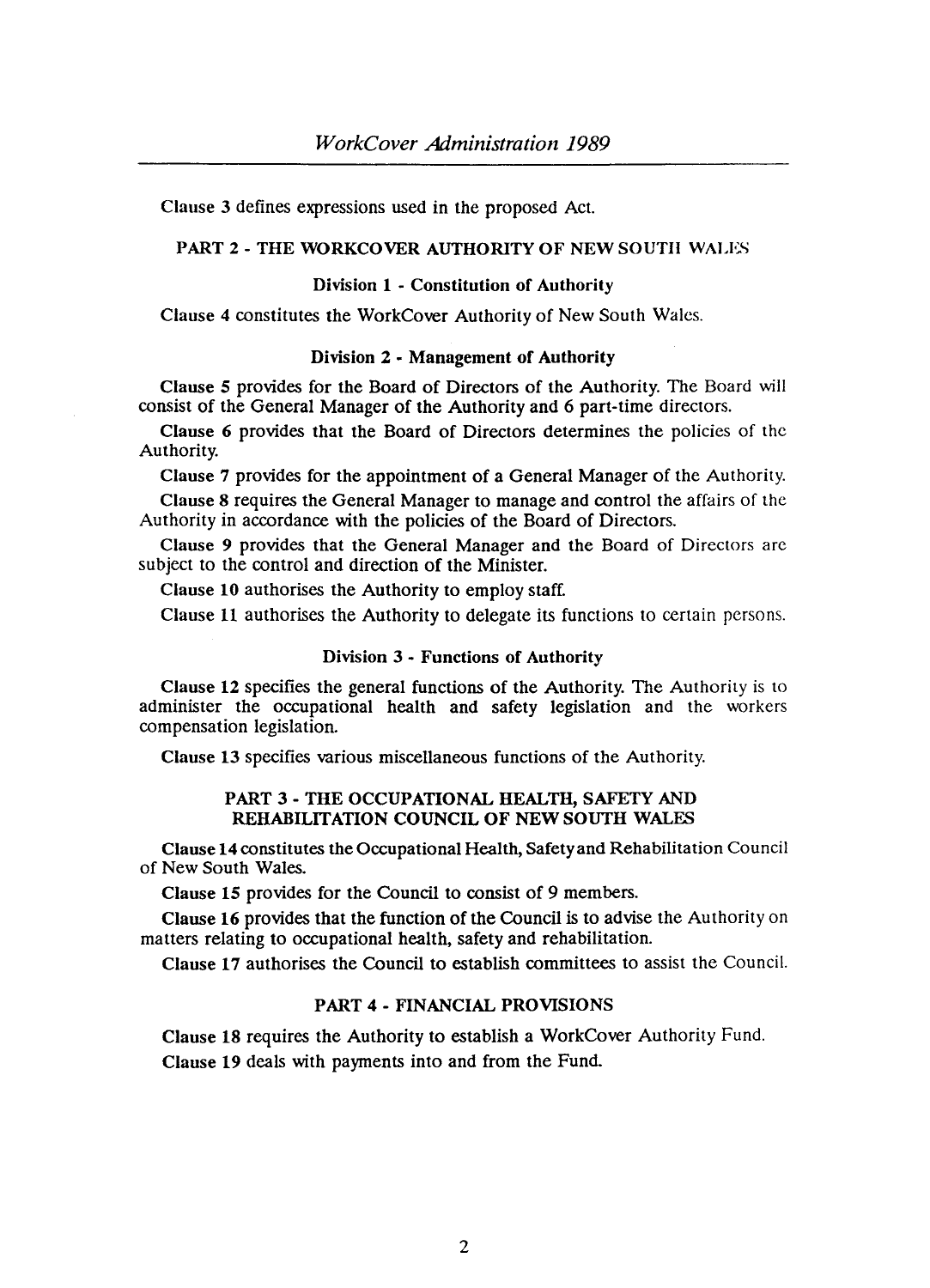Clause 3 defines expressions used in the proposed Act.

## PART 2 - THE WORKCOVER AUTHORITY OF NEW SOUTH WALES

### Division 1 - Constitution of Authority

**Clause 4** constitutes the WorkCover Authority of New South Wales.

### Division 2 - Management of Authority

**Clause 5** provides for the Board of Directors of the Authority. The Board will consist of the General Manager of the Authority and 6 part-time directors.

**Clause 6** provides that the Board of Directors determines the policies of the Authority.

**Clause 7** provides for the appointment of a General Manager of the Authority.

**Clause 8** requires the General Manager to manage and control the affairs of the Authority in accordance with the policies of the Board of Directors.

**Clause 9** provides that the General Manager and the Board of Directors are subject to the control and direction of the Minister.

**Clause 10** authorises the Authority to employ staff.

**Clause 11** authorises the Authority to delegate its functions to certain persons.

### Division 3 - Functions of Authority

**Clause 12** specifies the general functions of the Authority. The Authority is to administer the occupational health and safety legislation and the workers compensation legislation.

**Clause 13** specifies various miscellaneous functions of the Authority.

## PART 3 - THE OCCUPATIONAL HEALTH, SAFETY AND REHABILITATION COUNCIL OF NEW SOUTH WALES

**Clause 14** constitutes the Occupational Health, Safety and Rehabilitation Council of New South Wales.

**Clause 15** provides for the Council to consist of 9 members.

**Clause 16** provides that the function of the Council is to advise the Authority on matters relating to occupational health, safety and rehabilitation.

**Clause 17** authorises the Council to establish committees to assist the Council.

## PART 4 - FINANCIAL PROVISIONS

**Clause 18** requires the Authority to establish a WorkCover Authority Fund.

**Clause 19** deals with payments into and from the Fund.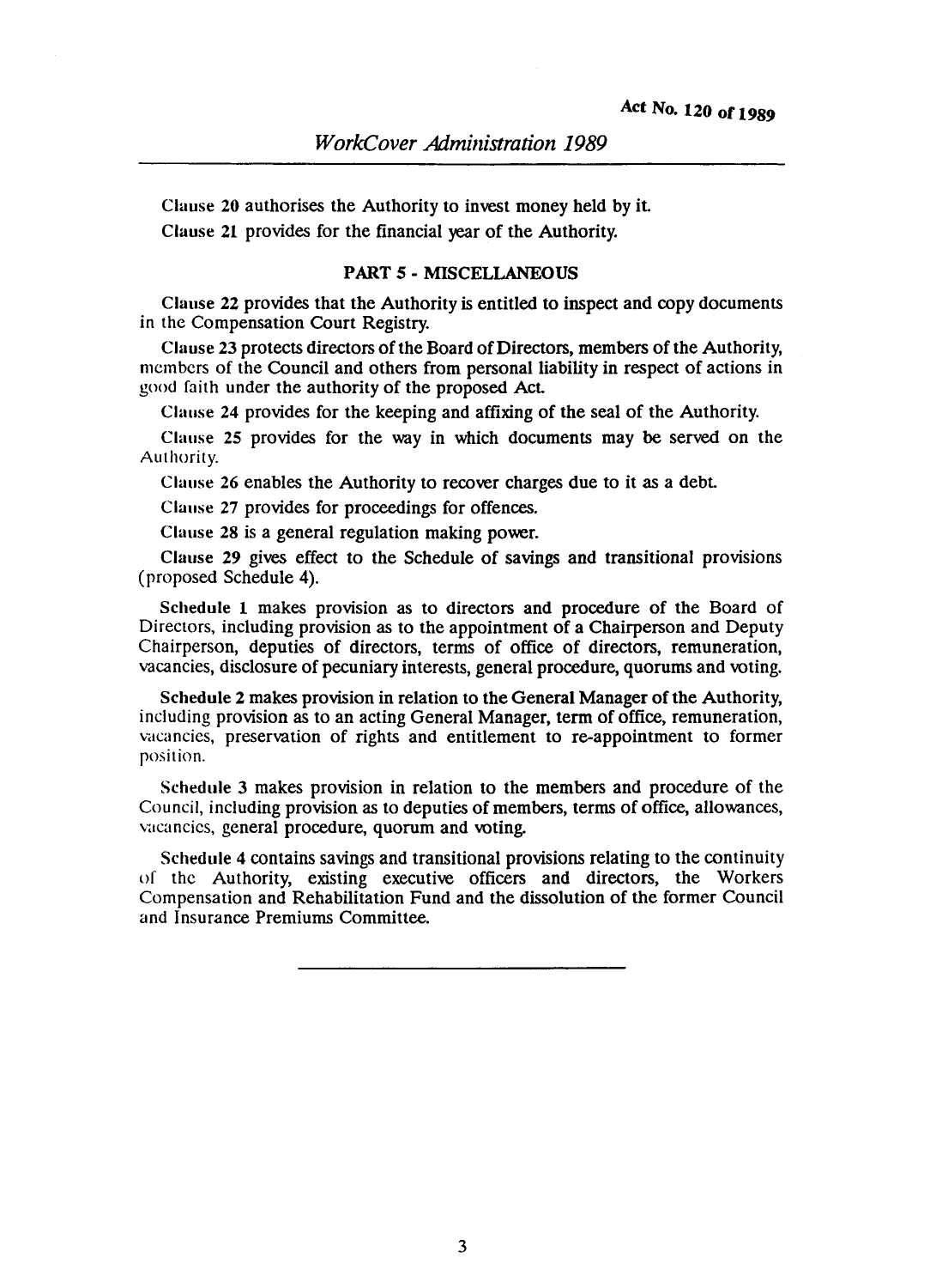Clause 20 authorises the Authority to invest money held by it.

Clause 21 provides for the financial year of the Authority.

## PART 5 - MISCELLANEOUS

Clause 22 provides that the Authority is entitled to inspect and copy documents in the Compensation Court Registry.

Clause 23 protects directors of the Board of Directors, members of the Authority, members of the Council and others from personal liability in respect of actions in good faith under the authority of the proposed Act.

Clause 24 provides for the keeping and affixing of the seal of the Authority.

Clause 25 provides for the way in which documents may be served on the Authority.

Clause 26 enables the Authority to recover charges due to it as a debt.

Clause 27 provides for proceedings for offences.

Clause 28 is a general regulation making power.

Clause 29 gives effect to the Schedule of savings and transitional provisions (proposed Schedule 4).

Schedule 1 makes provision as to directors and procedure of the Board of Directors, including provision as to the appointment of a Chairperson and Deputy Chairperson, deputies of directors, terms of office of directors, remuneration, vacancies, disclosure of pecuniary interests, general procedure, quorums and voting.

Schedule 2 makes provision in relation to the General Manager of the Authority, including provision as to an acting General Manager, term of office, remuneration, vacancies, preservation of rights and entitlement to re-appointment to former position.

Schedule 3 makes provision in relation to the members and procedure of the Council, including provision as to deputies of members, terms of office, allowances, vacancies, general procedure, quorum and voting.

Schedule 4 contains savings and transitional provisions relating to the continuity of the Authority, existing executive officers and directors, the Workers Compensation and Rehabilitation Fund and the dissolution of the former Council and Insurance Premiums Committee.

---